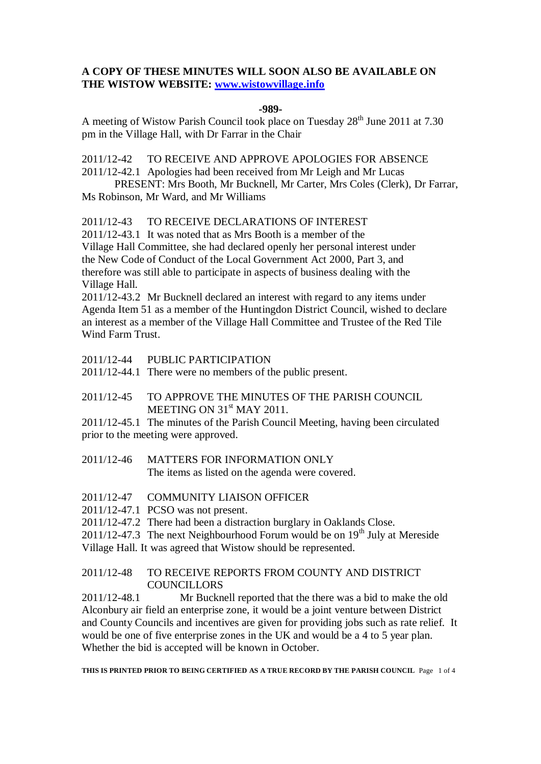**A COPY OF THESE MINUTES WILL SOON ALSO BE AVAILABLE ON THE WISTOW WEBSITE: [www.wistowvillage.info](http://www.wistowvillage.info)**

**-989-**

A meeting of Wistow Parish Council took place on Tuesday 28th June 2011 at 7.30 pm in the Village Hall, with Dr Farrar in the Chair

2011/12-42 TO RECEIVE AND APPROVE APOLOGIES FOR ABSENCE

2011/12-42.1 Apologies had been received from Mr Leigh and Mr Lucas

PRESENT: Mrs Booth, Mr Bucknell, Mr Carter, Mrs Coles (Clerk), Dr Farrar, Ms Robinson, Mr Ward, and Mr Williams

2011/12-43 TO RECEIVE DECLARATIONS OF INTEREST

2011/12-43.1 It was noted that as Mrs Booth is a member of the Village Hall Committee, she had declared openly her personal interest under the New Code of Conduct of the Local Government Act 2000, Part 3, and therefore was still able to participate in aspects of business dealing with the Village Hall.

2011/12-43.2 Mr Bucknell declared an interest with regard to any items under Agenda Item 51 as a member of the Huntingdon District Council, wished to declare an interest as a member of the Village Hall Committee and Trustee of the Red Tile Wind Farm Trust.

2011/12-44 PUBLIC PARTICIPATION

2011/12-44.1 There were no members of the public present.

2011/12-45 TO APPROVE THE MINUTES OF THE PARISH COUNCIL MEETING ON 31st MAY 2011.

2011/12-45.1 The minutes of the Parish Council Meeting, having been circulated prior to the meeting were approved.

2011/12-46 MATTERS FOR INFORMATION ONLY

The items as listed on the agenda were covered.

2011/12-47 COMMUNITY LIAISON OFFICER

2011/12-47.1 PCSO was not present.

2011/12-47.2 There had been a distraction burglary in Oaklands Close.

2011/12-47.3 The next Neighbourhood Forum would be on 19th July at Mereside Village Hall. It was agreed that Wistow should be represented.

2011/12-48 TO RECEIVE REPORTS FROM COUNTY AND DISTRICT COUNCILLORS

2011/12-48.1 Mr Bucknell reported that the there was a bid to make the old Alconbury air field an enterprise zone, it would be a joint venture between District and County Councils and incentives are given for providing jobs such as rate relief. It would be one of five enterprise zones in the UK and would be a 4 to 5 year plan. Whether the bid is accepted will be known in October.

THIS IS PRINTED PRIOR TO BEING CERTIFIED AS A TRUE RECORD BY THE PARISH COUNCIL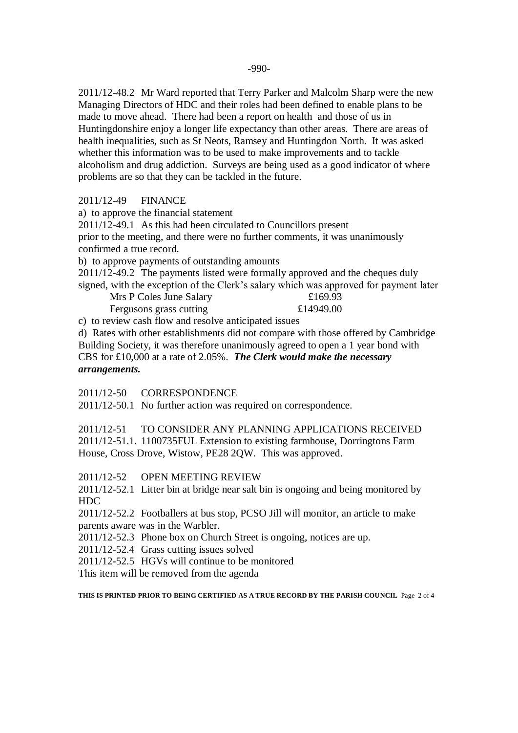2011/12-48.2 Mr Ward reported that Terry Parker and Malcolm Sharp were the new Managing Directors of HDC and their roles had been defined to enable plans to be made to move ahead. There had been a report on health and those of us in Huntingdonshire enjoy a longer life expectancy than other areas. There are areas of health inequalities, such as St Neots, Ramsey and Huntingdon North. It was asked whether this information was to be used to make improvements and to tackle alcoholism and drug addiction. Surveys are being used as a good indicator of where problems are so that they can be tackled in the future.

2011/12-49 FINANCE

a) to approve the financial statement

2011/12-49.1 As this had been circulated to Councillors present prior to the meeting, and there were no further comments, it was unanimously confirmed a true record.

b) to approve payments of outstanding amounts

2011/12-49.2 The payments listed were formally approved and the cheques duly signed, with the exception of the Clerk's salary which was approved for payment later

| | |
|---|---|
| Mrs P Coles June Salary | £169.93 |
| Fergusons grass cutting | £14949.00 |

c) to review cash flow and resolve anticipated issues

d) Rates with other establishments did not compare with those offered by Cambridge Building Society, it was therefore unanimously agreed to open a 1 year bond with CBS for £10,000 at a rate of 2.05%. ***The Clerk would make the necessary arrangements.***

2011/12-50 CORRESPONDENCE

2011/12-50.1 No further action was required on correspondence.

2011/12-51 TO CONSIDER ANY PLANNING APPLICATIONS RECEIVED

2011/12-51.1. 1100735FUL Extension to existing farmhouse, Dorringtons Farm House, Cross Drove, Wistow, PE28 2QW. This was approved.

2011/12-52 OPEN MEETING REVIEW

2011/12-52.1 Litter bin at bridge near salt bin is ongoing and being monitored by HDC

2011/12-52.2 Footballers at bus stop, PCSO Jill will monitor, an article to make parents aware was in the Warbler.

2011/12-52.3 Phone box on Church Street is ongoing, notices are up.

2011/12-52.4 Grass cutting issues solved

2011/12-52.5 HGVs will continue to be monitored

This item will be removed from the agenda

**THIS IS PRINTED PRIOR TO BEING CERTIFIED AS A TRUE RECORD BY THE PARISH COUNCIL**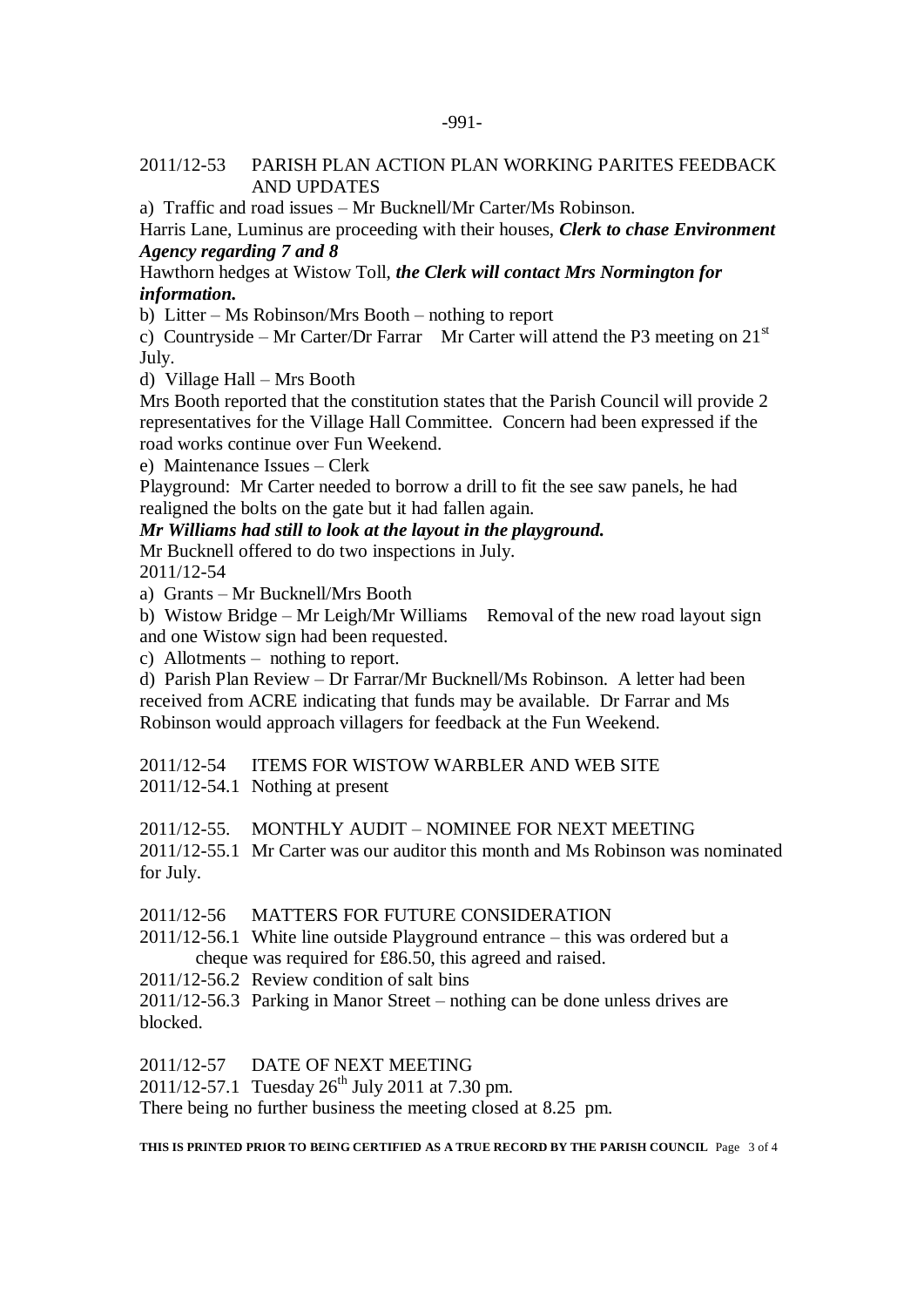2011/12-53 PARISH PLAN ACTION PLAN WORKING PARITES FEEDBACK AND UPDATES

a) Traffic and road issues – Mr Bucknell/Mr Carter/Ms Robinson.

Harris Lane, Luminus are proceeding with their houses, ***Clerk to chase Environment Agency regarding 7 and 8***

Hawthorn hedges at Wistow Toll, ***the Clerk will contact Mrs Normington for information.***

b) Litter – Ms Robinson/Mrs Booth – nothing to report

c) Countryside – Mr Carter/Dr Farrar  Mr Carter will attend the P3 meeting on 21st July.

d) Village Hall – Mrs Booth

Mrs Booth reported that the constitution states that the Parish Council will provide 2 representatives for the Village Hall Committee. Concern had been expressed if the road works continue over Fun Weekend.

e) Maintenance Issues – Clerk

Playground: Mr Carter needed to borrow a drill to fit the see saw panels, he had realigned the bolts on the gate but it had fallen again.

***Mr Williams had still to look at the layout in the playground.***

Mr Bucknell offered to do two inspections in July.

2011/12-54

a) Grants – Mr Bucknell/Mrs Booth

b) Wistow Bridge – Mr Leigh/Mr Williams  Removal of the new road layout sign and one Wistow sign had been requested.

c) Allotments – nothing to report.

d) Parish Plan Review – Dr Farrar/Mr Bucknell/Ms Robinson. A letter had been received from ACRE indicating that funds may be available. Dr Farrar and Ms Robinson would approach villagers for feedback at the Fun Weekend.

2011/12-54 ITEMS FOR WISTOW WARBLER AND WEB SITE

2011/12-54.1 Nothing at present

2011/12-55. MONTHLY AUDIT – NOMINEE FOR NEXT MEETING

2011/12-55.1 Mr Carter was our auditor this month and Ms Robinson was nominated for July.

2011/12-56 MATTERS FOR FUTURE CONSIDERATION

2011/12-56.1 White line outside Playground entrance – this was ordered but a cheque was required for £86.50, this agreed and raised.

2011/12-56.2 Review condition of salt bins

2011/12-56.3 Parking in Manor Street – nothing can be done unless drives are blocked.

2011/12-57 DATE OF NEXT MEETING

2011/12-57.1 Tuesday 26th July 2011 at 7.30 pm.

There being no further business the meeting closed at 8.25 pm.

**THIS IS PRINTED PRIOR TO BEING CERTIFIED AS A TRUE RECORD BY THE PARISH COUNCIL**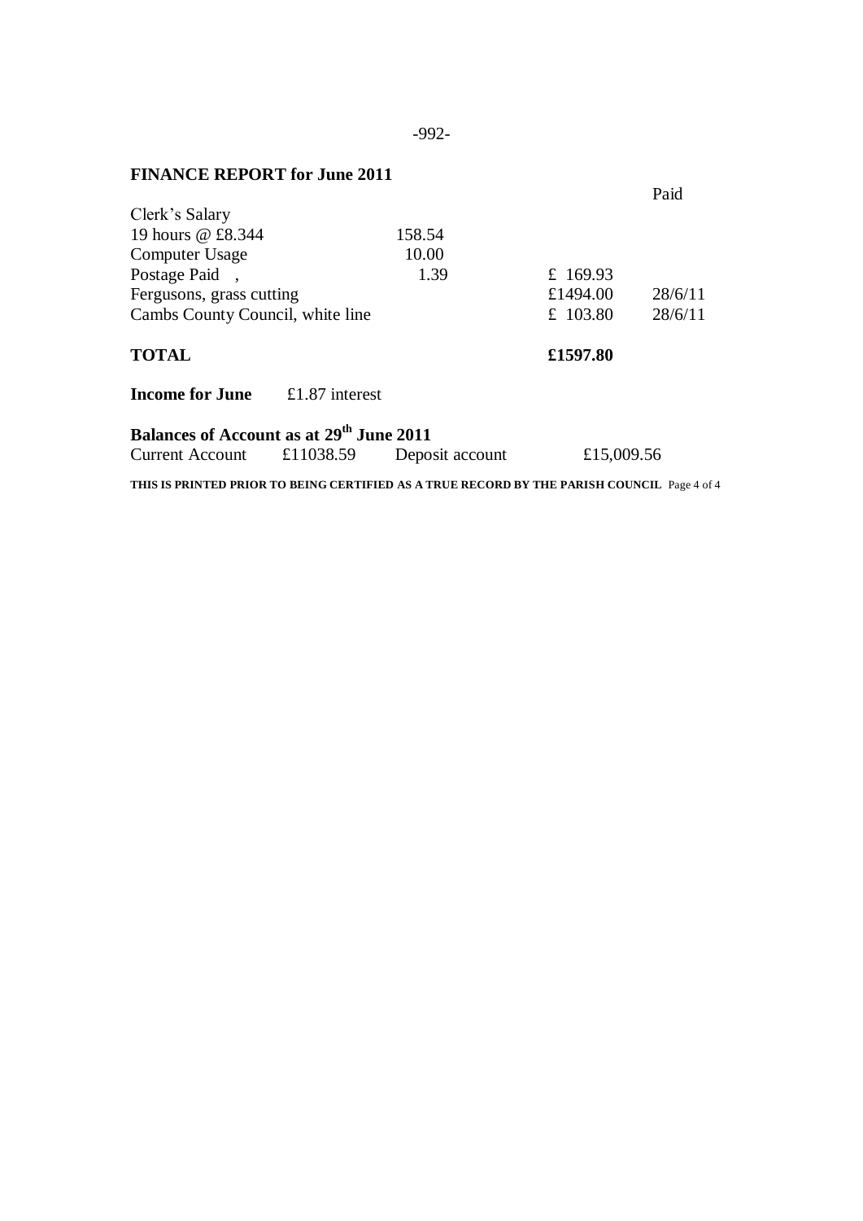## FINANCE REPORT for June 2011

| | | | Paid |
|---|---|---|---|
| Clerk's Salary | | | |
| 19 hours @ £8.344 | 158.54 | | |
| Computer Usage | 10.00 | | |
| Postage Paid , | 1.39 | £ 169.93 | |
| Fergusons, grass cutting | | £1494.00 | 28/6/11 |
| Cambs County Council, white line | | £ 103.80 | 28/6/11 |
| **TOTAL** | | **£1597.80** | |

**Income for June** £1.87 interest

**Balances of Account as at 29th June 2011**

Current Account £11038.59 Deposit account £15,009.56

**THIS IS PRINTED PRIOR TO BEING CERTIFIED AS A TRUE RECORD BY THE PARISH COUNCIL**